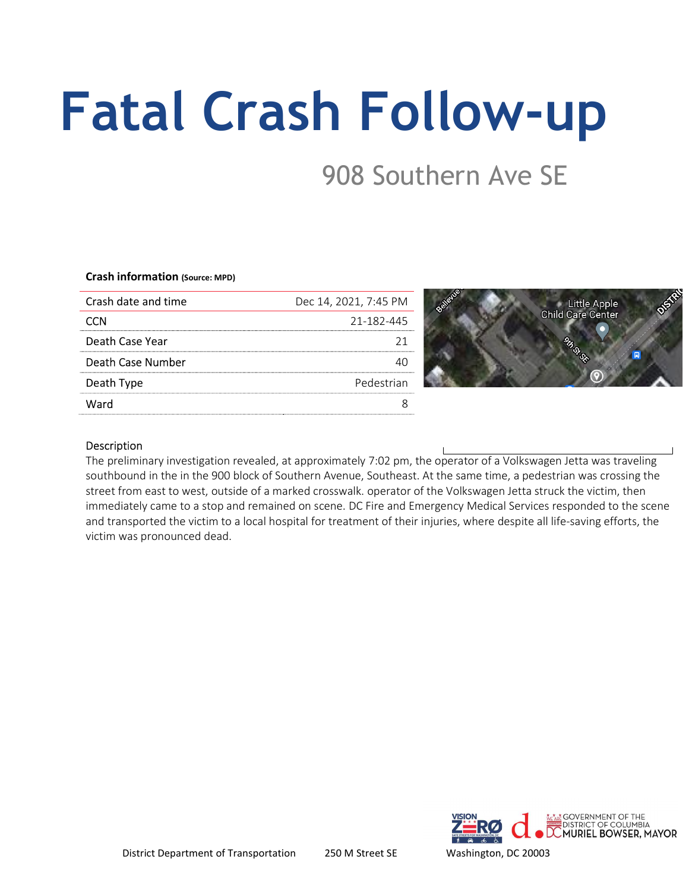# Fatal Crash Follow-up

## 908 Southern Ave SE

**Crash information** **(Source: MPD)**

| | |
|---|---|
| Crash date and time | Dec 14, 2021, 7:45 PM |
| CCN | 21-182-445 |
| Death Case Year | 21 |
| Death Case Number | 40 |
| Death Type | Pedestrian |
| Ward | 8 |

Description

The preliminary investigation revealed, at approximately 7:02 pm, the operator of a Volkswagen Jetta was traveling southbound in the in the 900 block of Southern Avenue, Southeast. At the same time, a pedestrian was crossing the street from east to west, outside of a marked crosswalk. operator of the Volkswagen Jetta struck the victim, then immediately came to a stop and remained on scene. DC Fire and Emergency Medical Services responded to the scene and transported the victim to a local hospital for treatment of their injuries, where despite all life-saving efforts, the victim was pronounced dead.

District Department of Transportation 250 M Street SE Washington, DC 20003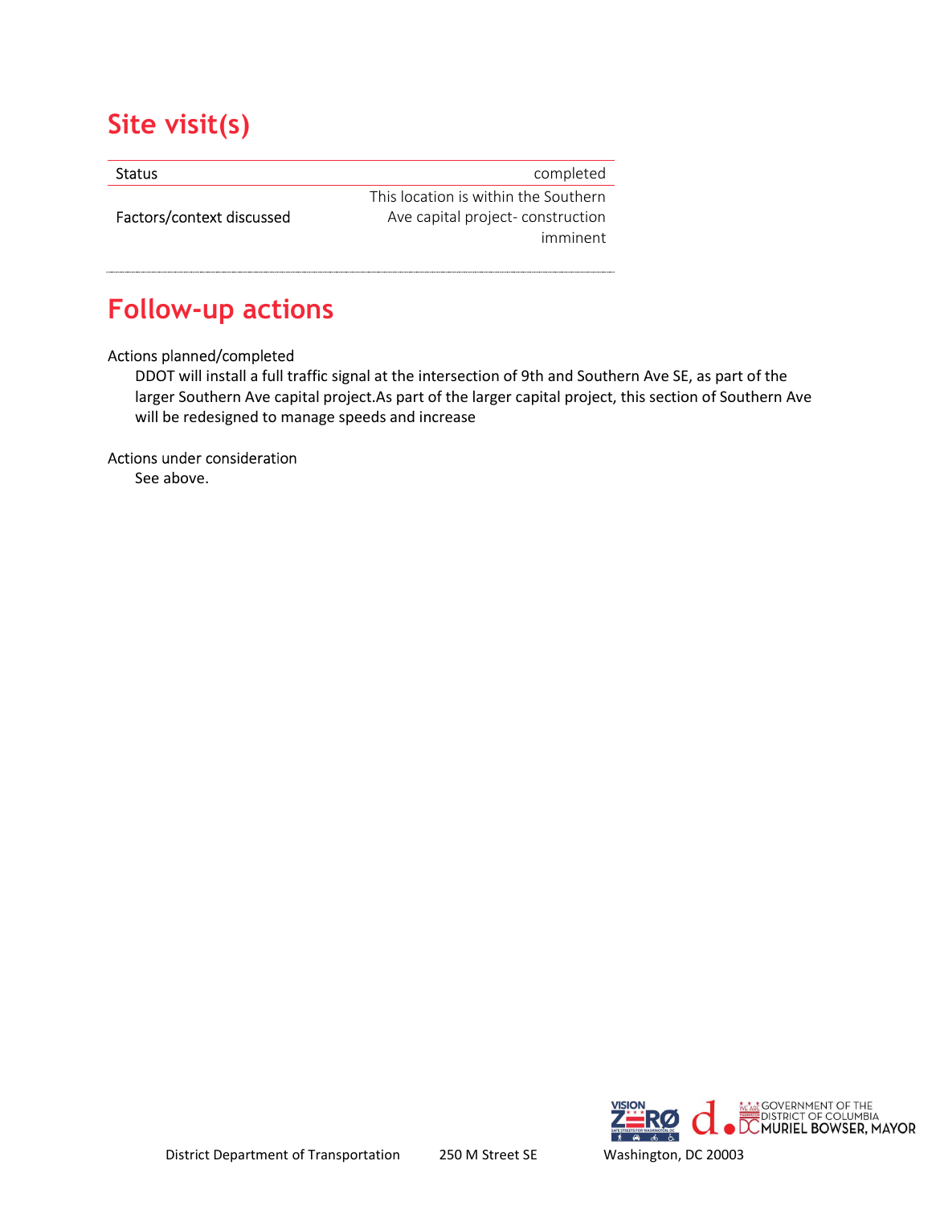## Site visit(s)

| | |
|---|---|
| Status | completed |
| Factors/context discussed | This location is within the Southern Ave capital project- construction imminent |

## Follow-up actions

Actions planned/completed

DDOT will install a full traffic signal at the intersection of 9th and Southern Ave SE, as part of the larger Southern Ave capital project.As part of the larger capital project, this section of Southern Ave will be redesigned to manage speeds and increase

Actions under consideration

See above.